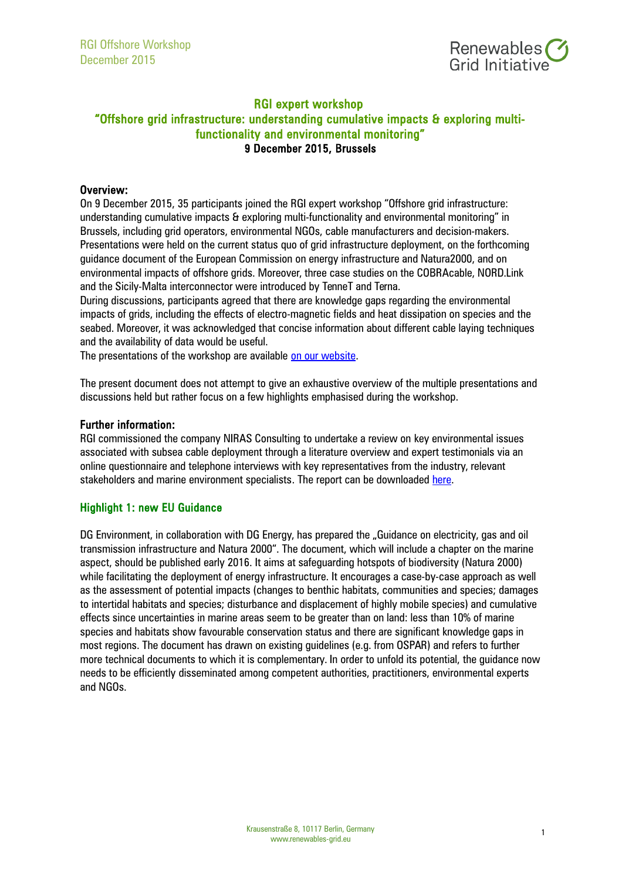## RGI expert workshop
## "Offshore grid infrastructure: understanding cumulative impacts & exploring multi-functionality and environmental monitoring"
**9 December 2015, Brussels**

**Overview:**

On 9 December 2015, 35 participants joined the RGI expert workshop "Offshore grid infrastructure: understanding cumulative impacts & exploring multi-functionality and environmental monitoring" in Brussels, including grid operators, environmental NGOs, cable manufacturers and decision-makers. Presentations were held on the current status quo of grid infrastructure deployment, on the forthcoming guidance document of the European Commission on energy infrastructure and Natura2000, and on environmental impacts of offshore grids. Moreover, three case studies on the COBRAcable, NORD.Link and the Sicily-Malta interconnector were introduced by TenneT and Terna.

During discussions, participants agreed that there are knowledge gaps regarding the environmental impacts of grids, including the effects of electro-magnetic fields and heat dissipation on species and the seabed. Moreover, it was acknowledged that concise information about different cable laying techniques and the availability of data would be useful.

The presentations of the workshop are available on our website.

The present document does not attempt to give an exhaustive overview of the multiple presentations and discussions held but rather focus on a few highlights emphasised during the workshop.

**Further information:**

RGI commissioned the company NIRAS Consulting to undertake a review on key environmental issues associated with subsea cable deployment through a literature overview and expert testimonials via an online questionnaire and telephone interviews with key representatives from the industry, relevant stakeholders and marine environment specialists. The report can be downloaded here.

### Highlight 1: new EU Guidance

DG Environment, in collaboration with DG Energy, has prepared the „Guidance on electricity, gas and oil transmission infrastructure and Natura 2000". The document, which will include a chapter on the marine aspect, should be published early 2016. It aims at safeguarding hotspots of biodiversity (Natura 2000) while facilitating the deployment of energy infrastructure. It encourages a case-by-case approach as well as the assessment of potential impacts (changes to benthic habitats, communities and species; damages to intertidal habitats and species; disturbance and displacement of highly mobile species) and cumulative effects since uncertainties in marine areas seem to be greater than on land: less than 10% of marine species and habitats show favourable conservation status and there are significant knowledge gaps in most regions. The document has drawn on existing guidelines (e.g. from OSPAR) and refers to further more technical documents to which it is complementary. In order to unfold its potential, the guidance now needs to be efficiently disseminated among competent authorities, practitioners, environmental experts and NGOs.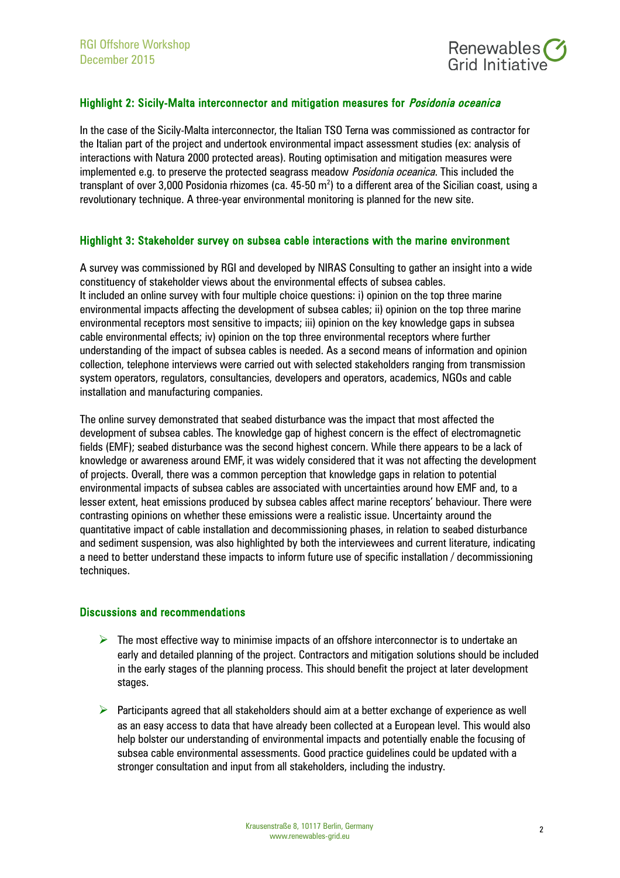### Highlight 2: Sicily-Malta interconnector and mitigation measures for *Posidonia oceanica*

In the case of the Sicily-Malta interconnector, the Italian TSO Terna was commissioned as contractor for the Italian part of the project and undertook environmental impact assessment studies (ex: analysis of interactions with Natura 2000 protected areas). Routing optimisation and mitigation measures were implemented e.g. to preserve the protected seagrass meadow *Posidonia oceanica*. This included the transplant of over 3,000 Posidonia rhizomes (ca. 45-50 $m^2$) to a different area of the Sicilian coast, using a revolutionary technique. A three-year environmental monitoring is planned for the new site.

### Highlight 3: Stakeholder survey on subsea cable interactions with the marine environment

A survey was commissioned by RGI and developed by NIRAS Consulting to gather an insight into a wide constituency of stakeholder views about the environmental effects of subsea cables.
It included an online survey with four multiple choice questions: i) opinion on the top three marine environmental impacts affecting the development of subsea cables; ii) opinion on the top three marine environmental receptors most sensitive to impacts; iii) opinion on the key knowledge gaps in subsea cable environmental effects; iv) opinion on the top three environmental receptors where further understanding of the impact of subsea cables is needed. As a second means of information and opinion collection, telephone interviews were carried out with selected stakeholders ranging from transmission system operators, regulators, consultancies, developers and operators, academics, NGOs and cable installation and manufacturing companies.

The online survey demonstrated that seabed disturbance was the impact that most affected the development of subsea cables. The knowledge gap of highest concern is the effect of electromagnetic fields (EMF); seabed disturbance was the second highest concern. While there appears to be a lack of knowledge or awareness around EMF, it was widely considered that it was not affecting the development of projects. Overall, there was a common perception that knowledge gaps in relation to potential environmental impacts of subsea cables are associated with uncertainties around how EMF and, to a lesser extent, heat emissions produced by subsea cables affect marine receptors' behaviour. There were contrasting opinions on whether these emissions were a realistic issue. Uncertainty around the quantitative impact of cable installation and decommissioning phases, in relation to seabed disturbance and sediment suspension, was also highlighted by both the interviewees and current literature, indicating a need to better understand these impacts to inform future use of specific installation / decommissioning techniques.

### Discussions and recommendations

- The most effective way to minimise impacts of an offshore interconnector is to undertake an early and detailed planning of the project. Contractors and mitigation solutions should be included in the early stages of the planning process. This should benefit the project at later development stages.

- Participants agreed that all stakeholders should aim at a better exchange of experience as well as an easy access to data that have already been collected at a European level. This would also help bolster our understanding of environmental impacts and potentially enable the focusing of subsea cable environmental assessments. Good practice guidelines could be updated with a stronger consultation and input from all stakeholders, including the industry.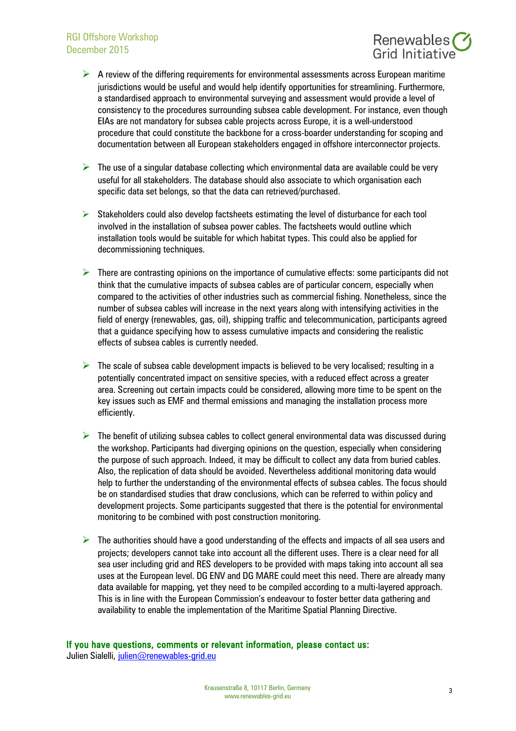- A review of the differing requirements for environmental assessments across European maritime jurisdictions would be useful and would help identify opportunities for streamlining. Furthermore, a standardised approach to environmental surveying and assessment would provide a level of consistency to the procedures surrounding subsea cable development. For instance, even though EIAs are not mandatory for subsea cable projects across Europe, it is a well-understood procedure that could constitute the backbone for a cross-boarder understanding for scoping and documentation between all European stakeholders engaged in offshore interconnector projects.

- The use of a singular database collecting which environmental data are available could be very useful for all stakeholders. The database should also associate to which organisation each specific data set belongs, so that the data can retrieved/purchased.

- Stakeholders could also develop factsheets estimating the level of disturbance for each tool involved in the installation of subsea power cables. The factsheets would outline which installation tools would be suitable for which habitat types. This could also be applied for decommissioning techniques.

- There are contrasting opinions on the importance of cumulative effects: some participants did not think that the cumulative impacts of subsea cables are of particular concern, especially when compared to the activities of other industries such as commercial fishing. Nonetheless, since the number of subsea cables will increase in the next years along with intensifying activities in the field of energy (renewables, gas, oil), shipping traffic and telecommunication, participants agreed that a guidance specifying how to assess cumulative impacts and considering the realistic effects of subsea cables is currently needed.

- The scale of subsea cable development impacts is believed to be very localised; resulting in a potentially concentrated impact on sensitive species, with a reduced effect across a greater area. Screening out certain impacts could be considered, allowing more time to be spent on the key issues such as EMF and thermal emissions and managing the installation process more efficiently.

- The benefit of utilizing subsea cables to collect general environmental data was discussed during the workshop. Participants had diverging opinions on the question, especially when considering the purpose of such approach. Indeed, it may be difficult to collect any data from buried cables. Also, the replication of data should be avoided. Nevertheless additional monitoring data would help to further the understanding of the environmental effects of subsea cables. The focus should be on standardised studies that draw conclusions, which can be referred to within policy and development projects. Some participants suggested that there is the potential for environmental monitoring to be combined with post construction monitoring.

- The authorities should have a good understanding of the effects and impacts of all sea users and projects; developers cannot take into account all the different uses. There is a clear need for all sea user including grid and RES developers to be provided with maps taking into account all sea uses at the European level. DG ENV and DG MARE could meet this need. There are already many data available for mapping, yet they need to be compiled according to a multi-layered approach. This is in line with the European Commission's endeavour to foster better data gathering and availability to enable the implementation of the Maritime Spatial Planning Directive.

**If you have questions, comments or relevant information, please contact us:**
Julien Sialelli, julien@renewables-grid.eu

Krausenstraße 8, 10117 Berlin, Germany
www.renewables-grid.eu